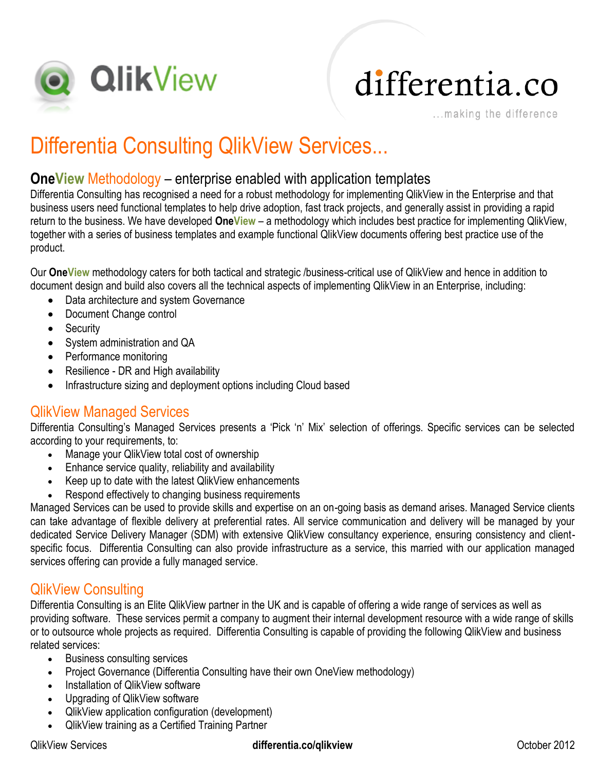QlikView

differentia.co

...making the difference

# Differentia Consulting QlikView Services...

## **OneView** Methodology – enterprise enabled with application templates

Differentia Consulting has recognised a need for a robust methodology for implementing QlikView in the Enterprise and that business users need functional templates to help drive adoption, fast track projects, and generally assist in providing a rapid return to the business. We have developed **OneView** – a methodology which includes best practice for implementing QlikView, together with a series of business templates and example functional QlikView documents offering best practice use of the product.

Our **OneView** methodology caters for both tactical and strategic /business-critical use of QlikView and hence in addition to document design and build also covers all the technical aspects of implementing QlikView in an Enterprise, including:

- Data architecture and system Governance
- Document Change control
- Security
- System administration and QA
- Performance monitoring
- Resilience - DR and High availability
- Infrastructure sizing and deployment options including Cloud based

## QlikView Managed Services

Differentia Consulting's Managed Services presents a 'Pick 'n' Mix' selection of offerings. Specific services can be selected according to your requirements, to:

- Manage your QlikView total cost of ownership
- Enhance service quality, reliability and availability
- Keep up to date with the latest QlikView enhancements
- Respond effectively to changing business requirements

Managed Services can be used to provide skills and expertise on an on-going basis as demand arises. Managed Service clients can take advantage of flexible delivery at preferential rates. All service communication and delivery will be managed by your dedicated Service Delivery Manager (SDM) with extensive QlikView consultancy experience, ensuring consistency and client-specific focus. Differentia Consulting can also provide infrastructure as a service, this married with our application managed services offering can provide a fully managed service.

## QlikView Consulting

Differentia Consulting is an Elite QlikView partner in the UK and is capable of offering a wide range of services as well as providing software. These services permit a company to augment their internal development resource with a wide range of skills or to outsource whole projects as required. Differentia Consulting is capable of providing the following QlikView and business related services:

- Business consulting services
- Project Governance (Differentia Consulting have their own OneView methodology)
- Installation of QlikView software
- Upgrading of QlikView software
- QlikView application configuration (development)
- QlikView training as a Certified Training Partner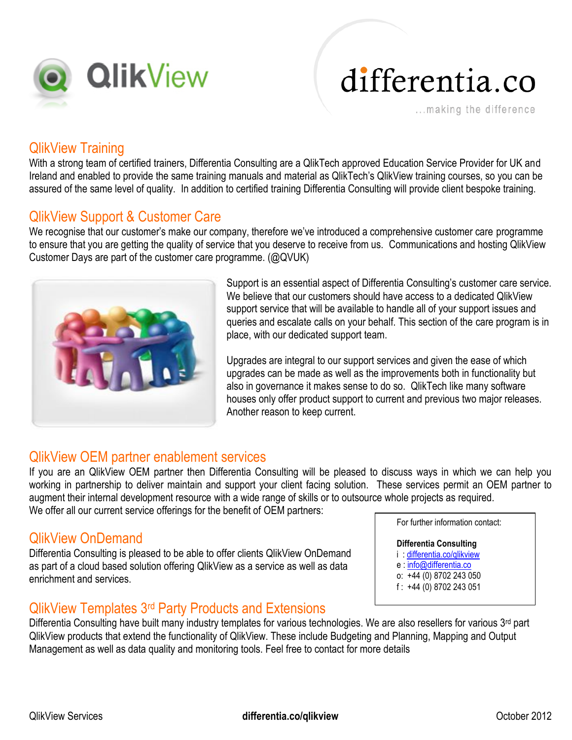QlikView

differentia.co

...making the difference

## QlikView Training

With a strong team of certified trainers, Differentia Consulting are a QlikTech approved Education Service Provider for UK and Ireland and enabled to provide the same training manuals and material as QlikTech's QlikView training courses, so you can be assured of the same level of quality. In addition to certified training Differentia Consulting will provide client bespoke training.

## QlikView Support & Customer Care

We recognise that our customer's make our company, therefore we've introduced a comprehensive customer care programme to ensure that you are getting the quality of service that you deserve to receive from us. Communications and hosting QlikView Customer Days are part of the customer care programme. (@QVUK)

Support is an essential aspect of Differentia Consulting's customer care service. We believe that our customers should have access to a dedicated QlikView support service that will be available to handle all of your support issues and queries and escalate calls on your behalf. This section of the care program is in place, with our dedicated support team.

Upgrades are integral to our support services and given the ease of which upgrades can be made as well as the improvements both in functionality but also in governance it makes sense to do so. QlikTech like many software houses only offer product support to current and previous two major releases. Another reason to keep current.

## QlikView OEM partner enablement services

If you are an QlikView OEM partner then Differentia Consulting will be pleased to discuss ways in which we can help you working in partnership to deliver maintain and support your client facing solution. These services permit an OEM partner to augment their internal development resource with a wide range of skills or to outsource whole projects as required.
We offer all our current service offerings for the benefit of OEM partners:

## QlikView OnDemand

Differentia Consulting is pleased to be able to offer clients QlikView OnDemand as part of a cloud based solution offering QlikView as a service as well as data enrichment and services.

For further information contact:

**Differentia Consulting**
i : differentia.co/qlikview
e : info@differentia.co
o: +44 (0) 8702 243 050
f : +44 (0) 8702 243 051

## QlikView Templates 3rd Party Products and Extensions

Differentia Consulting have built many industry templates for various technologies. We are also resellers for various 3rd part QlikView products that extend the functionality of QlikView. These include Budgeting and Planning, Mapping and Output Management as well as data quality and monitoring tools. Feel free to contact for more details